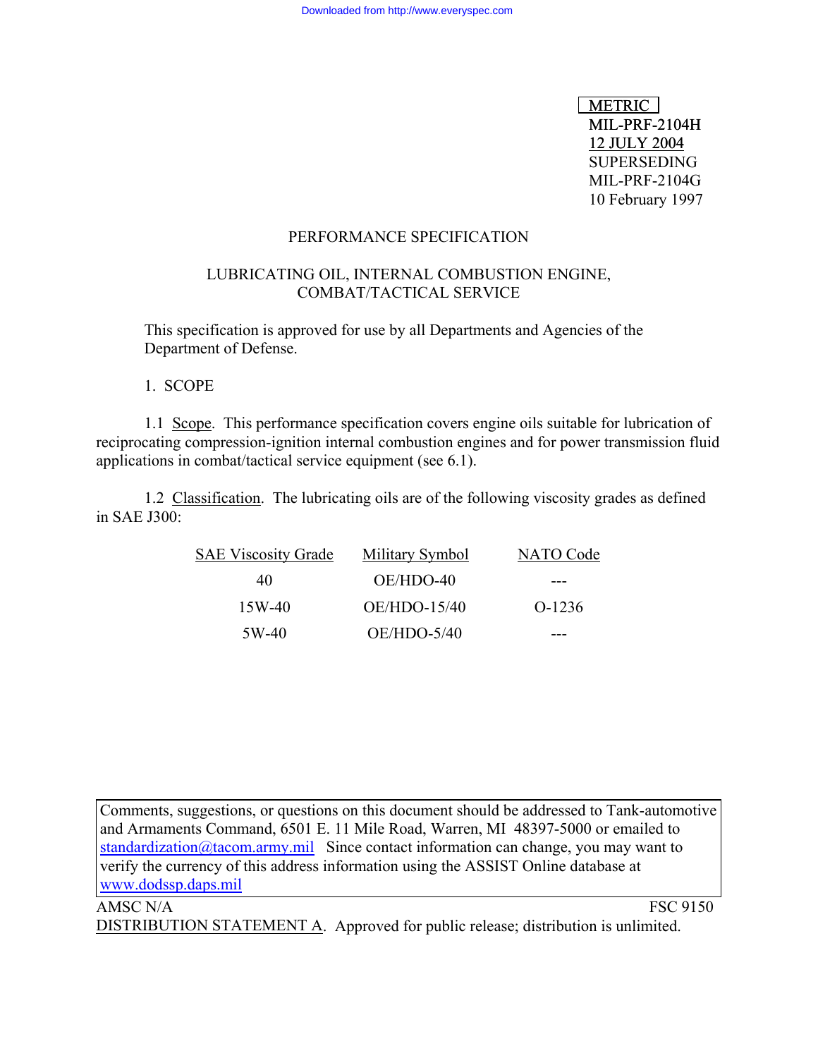Downloaded from http://www.everyspec.com

METRIC
MIL-PRF-2104H
12 JULY 2004
SUPERSEDING
MIL-PRF-2104G
10 February 1997

# PERFORMANCE SPECIFICATION

## LUBRICATING OIL, INTERNAL COMBUSTION ENGINE, COMBAT/TACTICAL SERVICE

This specification is approved for use by all Departments and Agencies of the Department of Defense.

## 1. SCOPE

1.1 Scope. This performance specification covers engine oils suitable for lubrication of reciprocating compression-ignition internal combustion engines and for power transmission fluid applications in combat/tactical service equipment (see 6.1).

1.2 Classification. The lubricating oils are of the following viscosity grades as defined in SAE J300:

| SAE Viscosity Grade | Military Symbol | NATO Code |
| --- | --- | --- |
| 40 | OE/HDO-40 | --- |
| 15W-40 | OE/HDO-15/40 | O-1236 |
| 5W-40 | OE/HDO-5/40 | --- |

Comments, suggestions, or questions on this document should be addressed to Tank-automotive and Armaments Command, 6501 E. 11 Mile Road, Warren, MI 48397-5000 or emailed to standardization@tacom.army.mil Since contact information can change, you may want to verify the currency of this address information using the ASSIST Online database at www.dodssp.daps.mil

AMSC N/A FSC 9150

DISTRIBUTION STATEMENT A. Approved for public release; distribution is unlimited.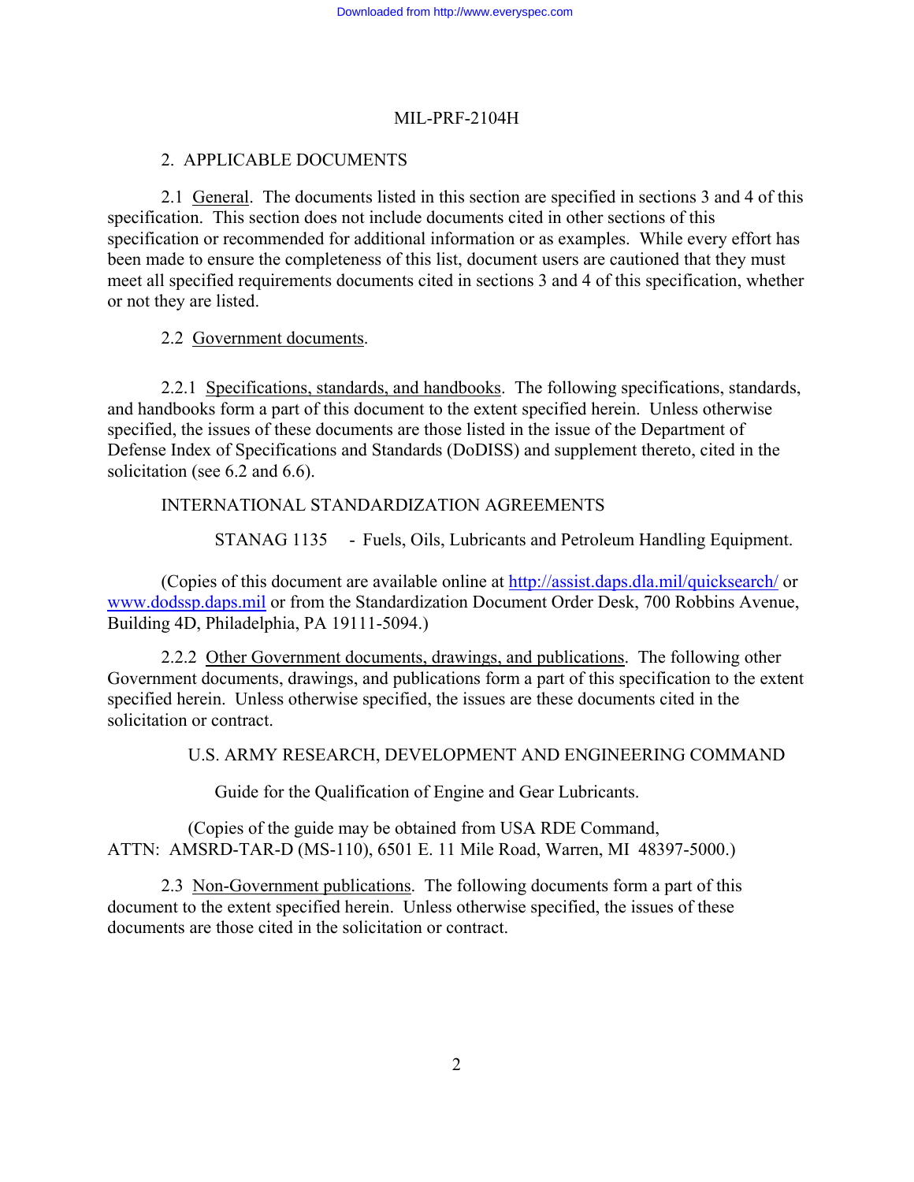## 2. APPLICABLE DOCUMENTS

2.1 General. The documents listed in this section are specified in sections 3 and 4 of this specification. This section does not include documents cited in other sections of this specification or recommended for additional information or as examples. While every effort has been made to ensure the completeness of this list, document users are cautioned that they must meet all specified requirements documents cited in sections 3 and 4 of this specification, whether or not they are listed.

2.2 Government documents.

2.2.1 Specifications, standards, and handbooks. The following specifications, standards, and handbooks form a part of this document to the extent specified herein. Unless otherwise specified, the issues of these documents are those listed in the issue of the Department of Defense Index of Specifications and Standards (DoDISS) and supplement thereto, cited in the solicitation (see 6.2 and 6.6).

INTERNATIONAL STANDARDIZATION AGREEMENTS

STANAG 1135 - Fuels, Oils, Lubricants and Petroleum Handling Equipment.

(Copies of this document are available online at http://assist.daps.dla.mil/quicksearch/ or www.dodssp.daps.mil or from the Standardization Document Order Desk, 700 Robbins Avenue, Building 4D, Philadelphia, PA 19111-5094.)

2.2.2 Other Government documents, drawings, and publications. The following other Government documents, drawings, and publications form a part of this specification to the extent specified herein. Unless otherwise specified, the issues are these documents cited in the solicitation or contract.

U.S. ARMY RESEARCH, DEVELOPMENT AND ENGINEERING COMMAND

Guide for the Qualification of Engine and Gear Lubricants.

(Copies of the guide may be obtained from USA RDE Command, ATTN: AMSRD-TAR-D (MS-110), 6501 E. 11 Mile Road, Warren, MI 48397-5000.)

2.3 Non-Government publications. The following documents form a part of this document to the extent specified herein. Unless otherwise specified, the issues of these documents are those cited in the solicitation or contract.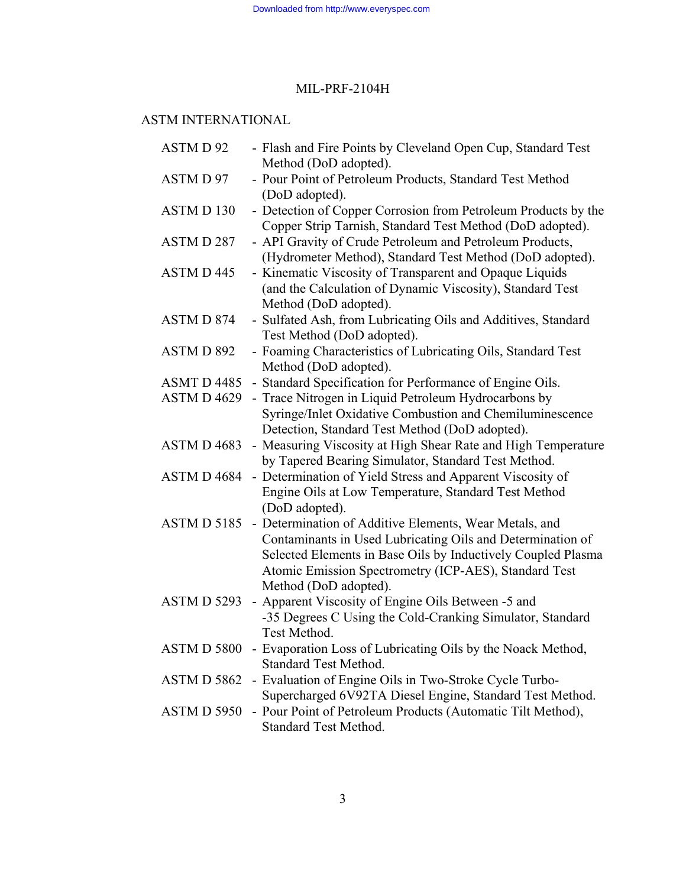ASTM INTERNATIONAL

| | |
|---|---|
| ASTM D 92 | - Flash and Fire Points by Cleveland Open Cup, Standard Test Method (DoD adopted). |
| ASTM D 97 | - Pour Point of Petroleum Products, Standard Test Method (DoD adopted). |
| ASTM D 130 | - Detection of Copper Corrosion from Petroleum Products by the Copper Strip Tarnish, Standard Test Method (DoD adopted). |
| ASTM D 287 | - API Gravity of Crude Petroleum and Petroleum Products, (Hydrometer Method), Standard Test Method (DoD adopted). |
| ASTM D 445 | - Kinematic Viscosity of Transparent and Opaque Liquids (and the Calculation of Dynamic Viscosity), Standard Test Method (DoD adopted). |
| ASTM D 874 | - Sulfated Ash, from Lubricating Oils and Additives, Standard Test Method (DoD adopted). |
| ASTM D 892 | - Foaming Characteristics of Lubricating Oils, Standard Test Method (DoD adopted). |
| ASMT D 4485 | - Standard Specification for Performance of Engine Oils. |
| ASTM D 4629 | - Trace Nitrogen in Liquid Petroleum Hydrocarbons by Syringe/Inlet Oxidative Combustion and Chemiluminescence Detection, Standard Test Method (DoD adopted). |
| ASTM D 4683 | - Measuring Viscosity at High Shear Rate and High Temperature by Tapered Bearing Simulator, Standard Test Method. |
| ASTM D 4684 | - Determination of Yield Stress and Apparent Viscosity of Engine Oils at Low Temperature, Standard Test Method (DoD adopted). |
| ASTM D 5185 | - Determination of Additive Elements, Wear Metals, and Contaminants in Used Lubricating Oils and Determination of Selected Elements in Base Oils by Inductively Coupled Plasma Atomic Emission Spectrometry (ICP-AES), Standard Test Method (DoD adopted). |
| ASTM D 5293 | - Apparent Viscosity of Engine Oils Between -5 and -35 Degrees C Using the Cold-Cranking Simulator, Standard Test Method. |
| ASTM D 5800 | - Evaporation Loss of Lubricating Oils by the Noack Method, Standard Test Method. |
| ASTM D 5862 | - Evaluation of Engine Oils in Two-Stroke Cycle Turbo-Supercharged 6V92TA Diesel Engine, Standard Test Method. |
| ASTM D 5950 | - Pour Point of Petroleum Products (Automatic Tilt Method), Standard Test Method. |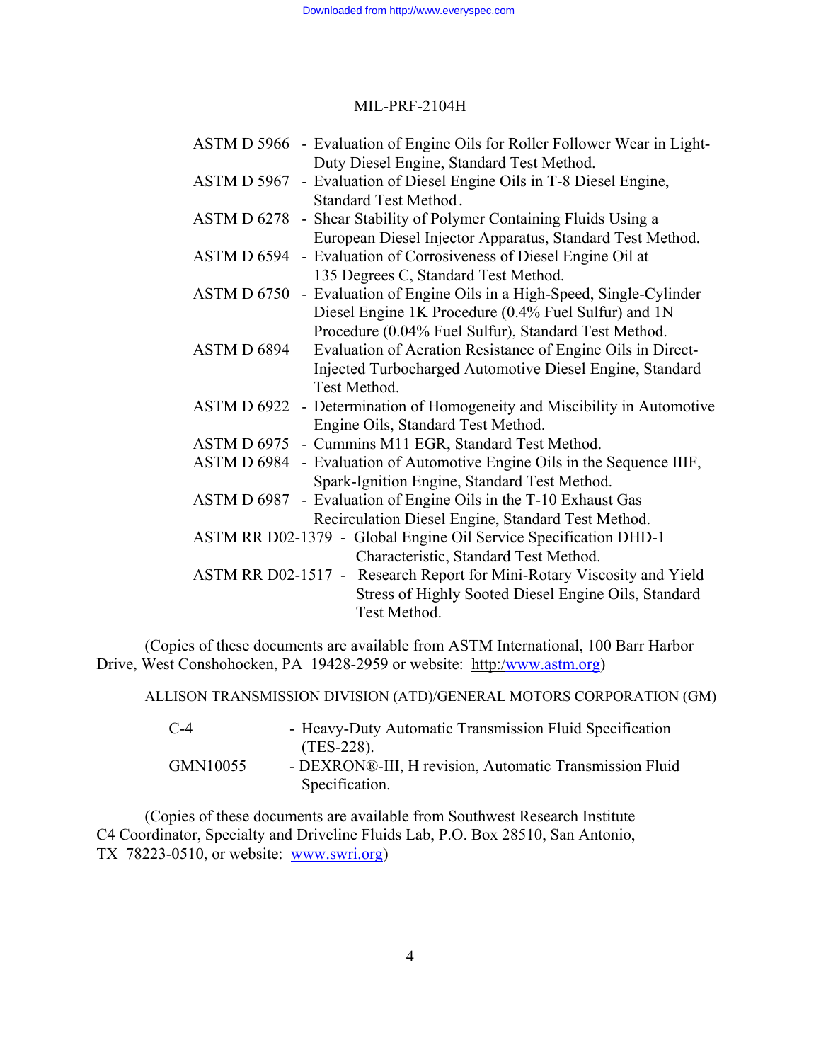ASTM D 5966 - Evaluation of Engine Oils for Roller Follower Wear in Light-Duty Diesel Engine, Standard Test Method.

ASTM D 5967 - Evaluation of Diesel Engine Oils in T-8 Diesel Engine, Standard Test Method.

ASTM D 6278 - Shear Stability of Polymer Containing Fluids Using a European Diesel Injector Apparatus, Standard Test Method.

ASTM D 6594 - Evaluation of Corrosiveness of Diesel Engine Oil at 135 Degrees C, Standard Test Method.

ASTM D 6750 - Evaluation of Engine Oils in a High-Speed, Single-Cylinder Diesel Engine 1K Procedure (0.4% Fuel Sulfur) and 1N Procedure (0.04% Fuel Sulfur), Standard Test Method.

ASTM D 6894 Evaluation of Aeration Resistance of Engine Oils in Direct-Injected Turbocharged Automotive Diesel Engine, Standard Test Method.

ASTM D 6922 - Determination of Homogeneity and Miscibility in Automotive Engine Oils, Standard Test Method.

ASTM D 6975 - Cummins M11 EGR, Standard Test Method.

ASTM D 6984 - Evaluation of Automotive Engine Oils in the Sequence IIIF, Spark-Ignition Engine, Standard Test Method.

ASTM D 6987 - Evaluation of Engine Oils in the T-10 Exhaust Gas Recirculation Diesel Engine, Standard Test Method.

ASTM RR D02-1379 - Global Engine Oil Service Specification DHD-1 Characteristic, Standard Test Method.

ASTM RR D02-1517 - Research Report for Mini-Rotary Viscosity and Yield Stress of Highly Sooted Diesel Engine Oils, Standard Test Method.

(Copies of these documents are available from ASTM International, 100 Barr Harbor Drive, West Conshohocken, PA 19428-2959 or website: http:/www.astm.org)

ALLISON TRANSMISSION DIVISION (ATD)/GENERAL MOTORS CORPORATION (GM)

C-4 - Heavy-Duty Automatic Transmission Fluid Specification (TES-228).

GMN10055 - DEXRON®-III, H revision, Automatic Transmission Fluid Specification.

(Copies of these documents are available from Southwest Research Institute C4 Coordinator, Specialty and Driveline Fluids Lab, P.O. Box 28510, San Antonio, TX 78223-0510, or website: www.swri.org)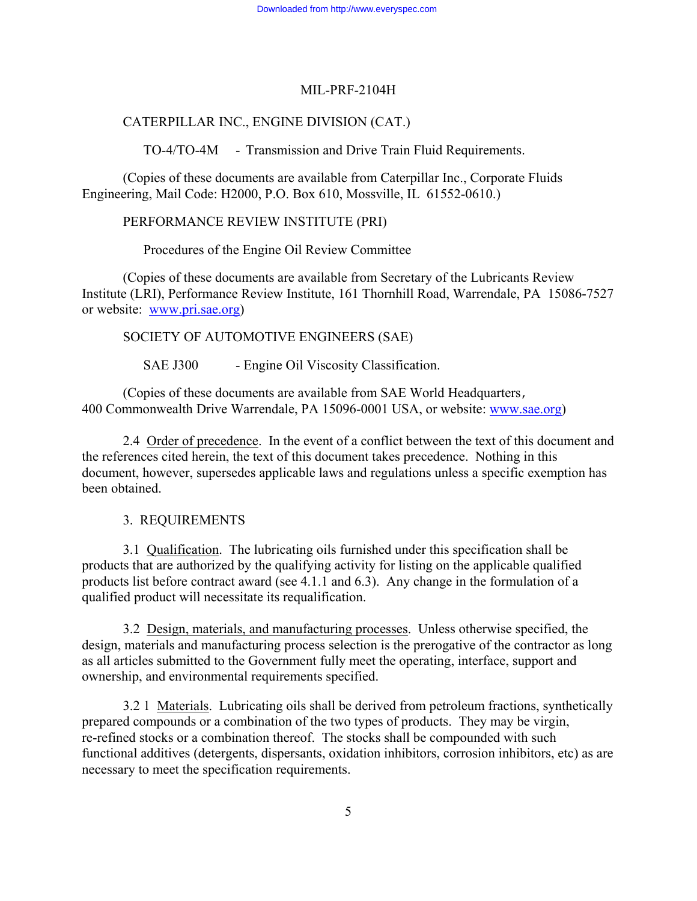CATERPILLAR INC., ENGINE DIVISION (CAT.)

TO-4/TO-4M - Transmission and Drive Train Fluid Requirements.

(Copies of these documents are available from Caterpillar Inc., Corporate Fluids Engineering, Mail Code: H2000, P.O. Box 610, Mossville, IL 61552-0610.)

PERFORMANCE REVIEW INSTITUTE (PRI)

Procedures of the Engine Oil Review Committee

(Copies of these documents are available from Secretary of the Lubricants Review Institute (LRI), Performance Review Institute, 161 Thornhill Road, Warrendale, PA 15086-7527 or website: www.pri.sae.org)

SOCIETY OF AUTOMOTIVE ENGINEERS (SAE)

SAE J300 - Engine Oil Viscosity Classification.

(Copies of these documents are available from SAE World Headquarters, 400 Commonwealth Drive Warrendale, PA 15096-0001 USA, or website: www.sae.org)

2.4 Order of precedence. In the event of a conflict between the text of this document and the references cited herein, the text of this document takes precedence. Nothing in this document, however, supersedes applicable laws and regulations unless a specific exemption has been obtained.

## 3. REQUIREMENTS

3.1 Qualification. The lubricating oils furnished under this specification shall be products that are authorized by the qualifying activity for listing on the applicable qualified products list before contract award (see 4.1.1 and 6.3). Any change in the formulation of a qualified product will necessitate its requalification.

3.2 Design, materials, and manufacturing processes. Unless otherwise specified, the design, materials and manufacturing process selection is the prerogative of the contractor as long as all articles submitted to the Government fully meet the operating, interface, support and ownership, and environmental requirements specified.

3.2 1 Materials. Lubricating oils shall be derived from petroleum fractions, synthetically prepared compounds or a combination of the two types of products. They may be virgin, re-refined stocks or a combination thereof. The stocks shall be compounded with such functional additives (detergents, dispersants, oxidation inhibitors, corrosion inhibitors, etc) as are necessary to meet the specification requirements.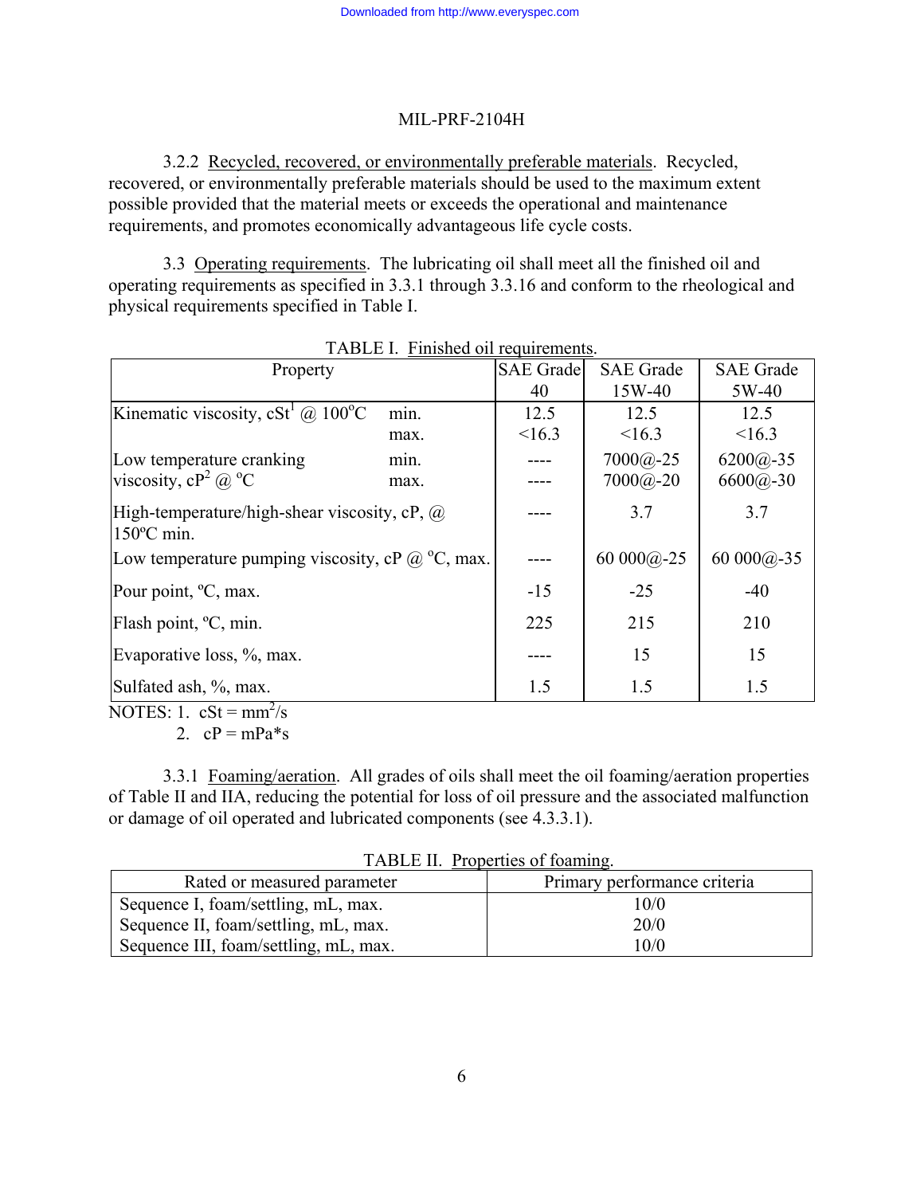3.2.2 Recycled, recovered, or environmentally preferable materials. Recycled, recovered, or environmentally preferable materials should be used to the maximum extent possible provided that the material meets or exceeds the operational and maintenance requirements, and promotes economically advantageous life cycle costs.

3.3 Operating requirements. The lubricating oil shall meet all the finished oil and operating requirements as specified in 3.3.1 through 3.3.16 and conform to the rheological and physical requirements specified in Table I.

TABLE I. Finished oil requirements.

| Property | | SAE Grade 40 | SAE Grade 15W-40 | SAE Grade 5W-40 |
|---|---|---|---|---|
| Kinematic viscosity, cSt[1] @ 100°C | min. | 12.5 | 12.5 | 12.5 |
| | max. | <16.3 | <16.3 | <16.3 |
| Low temperature cranking viscosity, cP[2] @ °C | min. | ---- | 7000@-25 | 6200@-35 |
| | max. | ---- | 7000@-20 | 6600@-30 |
| High-temperature/high-shear viscosity, cP, @ 150°C min. | | ---- | 3.7 | 3.7 |
| Low temperature pumping viscosity, cP @ °C, max. | | ---- | 60 000@-25 | 60 000@-35 |
| Pour point, °C, max. | | -15 | -25 | -40 |
| Flash point, °C, min. | | 225 | 215 | 210 |
| Evaporative loss, %, max. | | ---- | 15 | 15 |
| Sulfated ash, %, max. | | 1.5 | 1.5 | 1.5 |

NOTES: 1. cSt = $mm^2/s$

2. cP = mPa*s

3.3.1 Foaming/aeration. All grades of oils shall meet the oil foaming/aeration properties of Table II and IIA, reducing the potential for loss of oil pressure and the associated malfunction or damage of oil operated and lubricated components (see 4.3.3.1).

TABLE II. Properties of foaming.

| Rated or measured parameter | Primary performance criteria |
|---|---|
| Sequence I, foam/settling, mL, max. | 10/0 |
| Sequence II, foam/settling, mL, max. | 20/0 |
| Sequence III, foam/settling, mL, max. | 10/0 |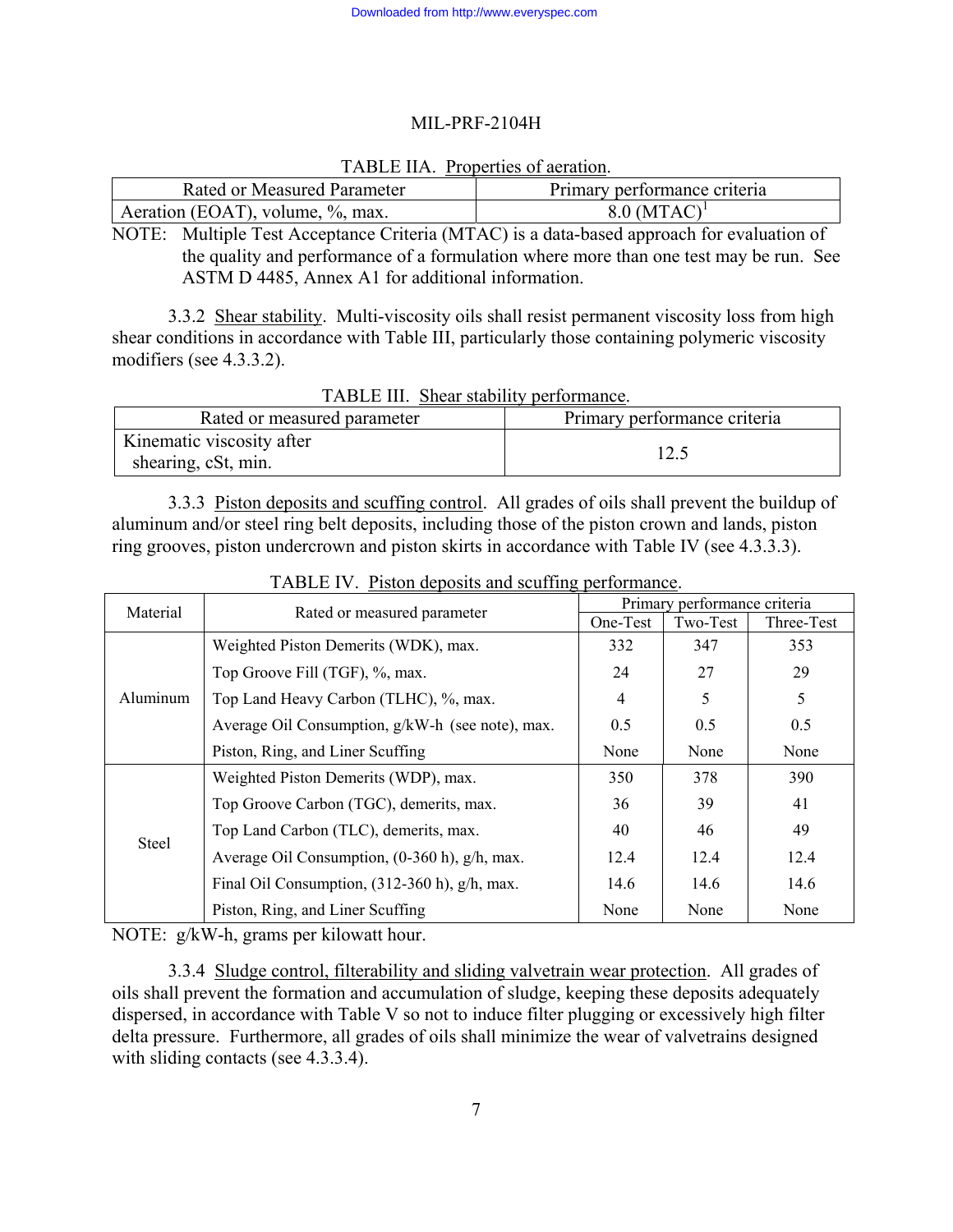TABLE IIA. Properties of aeration.

| Rated or Measured Parameter | Primary performance criteria |
|---|---|
| Aeration (EOAT), volume, %, max. | 8.0 (MTAC)[1] |

NOTE: Multiple Test Acceptance Criteria (MTAC) is a data-based approach for evaluation of the quality and performance of a formulation where more than one test may be run. See ASTM D 4485, Annex A1 for additional information.

3.3.2 Shear stability. Multi-viscosity oils shall resist permanent viscosity loss from high shear conditions in accordance with Table III, particularly those containing polymeric viscosity modifiers (see 4.3.3.2).

TABLE III. Shear stability performance.

| Rated or measured parameter | Primary performance criteria |
|---|---|
| Kinematic viscosity after shearing, cSt, min. | 12.5 |

3.3.3 Piston deposits and scuffing control. All grades of oils shall prevent the buildup of aluminum and/or steel ring belt deposits, including those of the piston crown and lands, piston ring grooves, piston undercrown and piston skirts in accordance with Table IV (see 4.3.3.3).

TABLE IV. Piston deposits and scuffing performance.

| Material | Rated or measured parameter | Primary performance criteria | | |
|---|---|---|---|---|
| | | One-Test | Two-Test | Three-Test |
| Aluminum | Weighted Piston Demerits (WDK), max. | 332 | 347 | 353 |
| | Top Groove Fill (TGF), %, max. | 24 | 27 | 29 |
| | Top Land Heavy Carbon (TLHC), %, max. | 4 | 5 | 5 |
| | Average Oil Consumption, g/kW-h (see note), max. | 0.5 | 0.5 | 0.5 |
| | Piston, Ring, and Liner Scuffing | None | None | None |
| Steel | Weighted Piston Demerits (WDP), max. | 350 | 378 | 390 |
| | Top Groove Carbon (TGC), demerits, max. | 36 | 39 | 41 |
| | Top Land Carbon (TLC), demerits, max. | 40 | 46 | 49 |
| | Average Oil Consumption, (0-360 h), g/h, max. | 12.4 | 12.4 | 12.4 |
| | Final Oil Consumption, (312-360 h), g/h, max. | 14.6 | 14.6 | 14.6 |
| | Piston, Ring, and Liner Scuffing | None | None | None |

NOTE: g/kW-h, grams per kilowatt hour.

3.3.4 Sludge control, filterability and sliding valvetrain wear protection. All grades of oils shall prevent the formation and accumulation of sludge, keeping these deposits adequately dispersed, in accordance with Table V so not to induce filter plugging or excessively high filter delta pressure. Furthermore, all grades of oils shall minimize the wear of valvetrains designed with sliding contacts (see 4.3.3.4).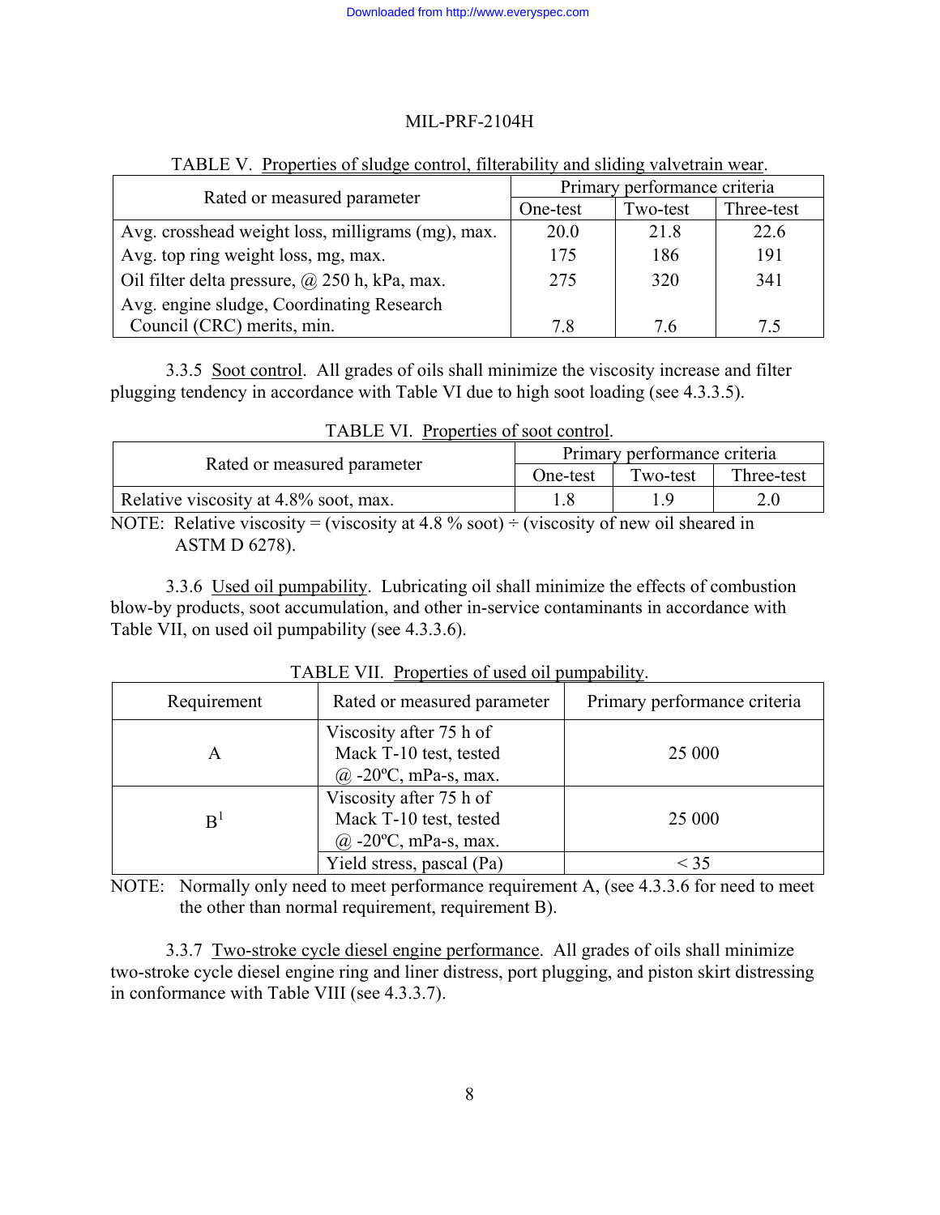TABLE V. Properties of sludge control, filterability and sliding valvetrain wear.

| Rated or measured parameter | Primary performance criteria | | |
|---|---|---|---|
| | One-test | Two-test | Three-test |
| Avg. crosshead weight loss, milligrams (mg), max. | 20.0 | 21.8 | 22.6 |
| Avg. top ring weight loss, mg, max. | 175 | 186 | 191 |
| Oil filter delta pressure, @ 250 h, kPa, max. | 275 | 320 | 341 |
| Avg. engine sludge, Coordinating Research Council (CRC) merits, min. | 7.8 | 7.6 | 7.5 |

3.3.5 Soot control. All grades of oils shall minimize the viscosity increase and filter plugging tendency in accordance with Table VI due to high soot loading (see 4.3.3.5).

TABLE VI. Properties of soot control.

| Rated or measured parameter | Primary performance criteria | | |
|---|---|---|---|
| | One-test | Two-test | Three-test |
| Relative viscosity at 4.8% soot, max. | 1.8 | 1.9 | 2.0 |

NOTE: Relative viscosity = (viscosity at 4.8 % soot) ÷ (viscosity of new oil sheared in ASTM D 6278).

3.3.6 Used oil pumpability. Lubricating oil shall minimize the effects of combustion blow-by products, soot accumulation, and other in-service contaminants in accordance with Table VII, on used oil pumpability (see 4.3.3.6).

TABLE VII. Properties of used oil pumpability.

| Requirement | Rated or measured parameter | Primary performance criteria |
|---|---|---|
| A | Viscosity after 75 h of Mack T-10 test, tested @ -20ºC, mPa-s, max. | 25 000 |
| B[1] | Viscosity after 75 h of Mack T-10 test, tested @ -20ºC, mPa-s, max. | 25 000 |
| | Yield stress, pascal (Pa) | < 35 |

NOTE: Normally only need to meet performance requirement A, (see 4.3.3.6 for need to meet the other than normal requirement, requirement B).

3.3.7 Two-stroke cycle diesel engine performance. All grades of oils shall minimize two-stroke cycle diesel engine ring and liner distress, port plugging, and piston skirt distressing in conformance with Table VIII (see 4.3.3.7).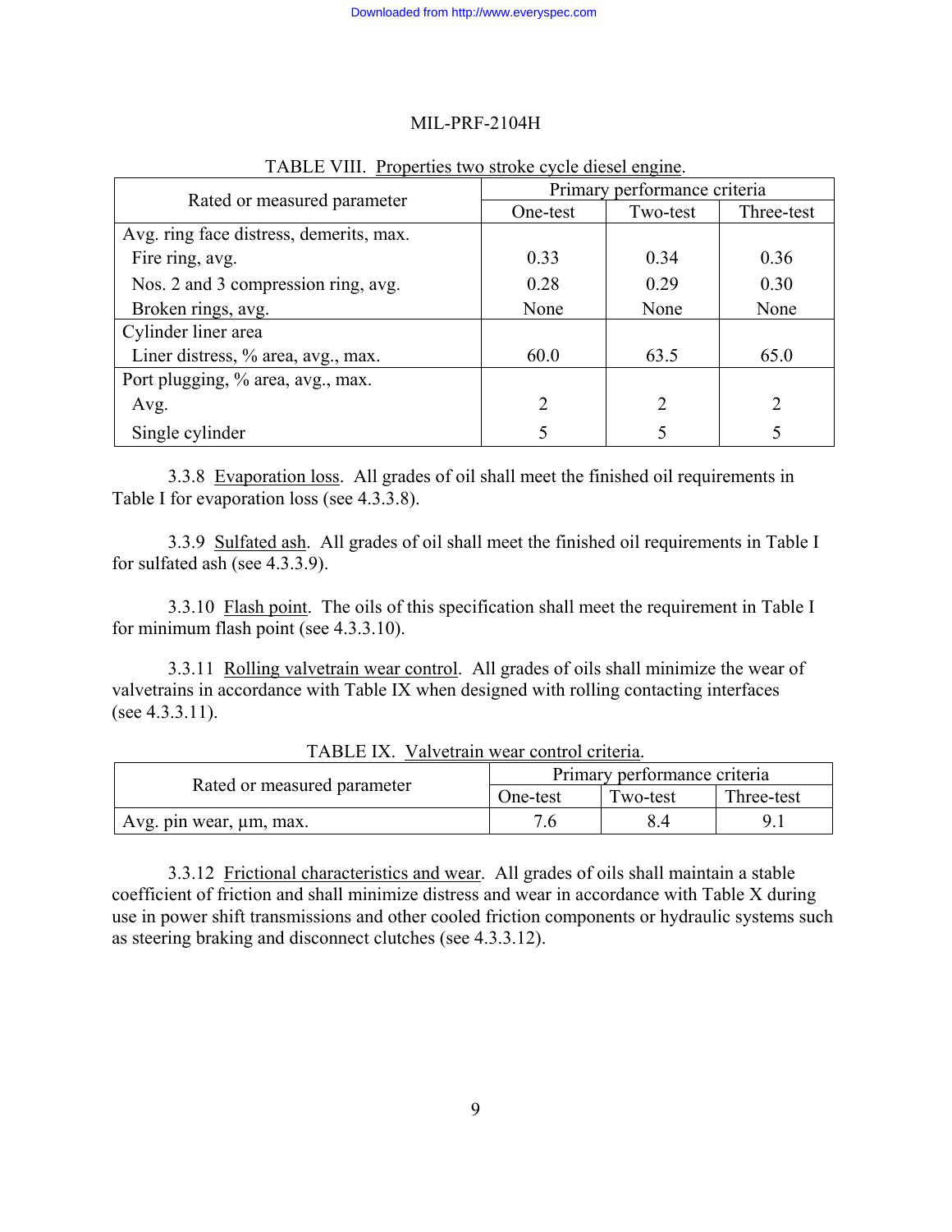TABLE VIII. Properties two stroke cycle diesel engine.

| Rated or measured parameter | Primary performance criteria | | |
|---|---|---|---|
| | One-test | Two-test | Three-test |
| Avg. ring face distress, demerits, max. | | | |
| Fire ring, avg. | 0.33 | 0.34 | 0.36 |
| Nos. 2 and 3 compression ring, avg. | 0.28 | 0.29 | 0.30 |
| Broken rings, avg. | None | None | None |
| Cylinder liner area | | | |
| Liner distress, % area, avg., max. | 60.0 | 63.5 | 65.0 |
| Port plugging, % area, avg., max. | | | |
| Avg. | 2 | 2 | 2 |
| Single cylinder | 5 | 5 | 5 |

3.3.8 Evaporation loss. All grades of oil shall meet the finished oil requirements in Table I for evaporation loss (see 4.3.3.8).

3.3.9 Sulfated ash. All grades of oil shall meet the finished oil requirements in Table I for sulfated ash (see 4.3.3.9).

3.3.10 Flash point. The oils of this specification shall meet the requirement in Table I for minimum flash point (see 4.3.3.10).

3.3.11 Rolling valvetrain wear control. All grades of oils shall minimize the wear of valvetrains in accordance with Table IX when designed with rolling contacting interfaces (see 4.3.3.11).

TABLE IX. Valvetrain wear control criteria.

| Rated or measured parameter | Primary performance criteria | | |
|---|---|---|---|
| | One-test | Two-test | Three-test |
| Avg. pin wear, µm, max. | 7.6 | 8.4 | 9.1 |

3.3.12 Frictional characteristics and wear. All grades of oils shall maintain a stable coefficient of friction and shall minimize distress and wear in accordance with Table X during use in power shift transmissions and other cooled friction components or hydraulic systems such as steering braking and disconnect clutches (see 4.3.3.12).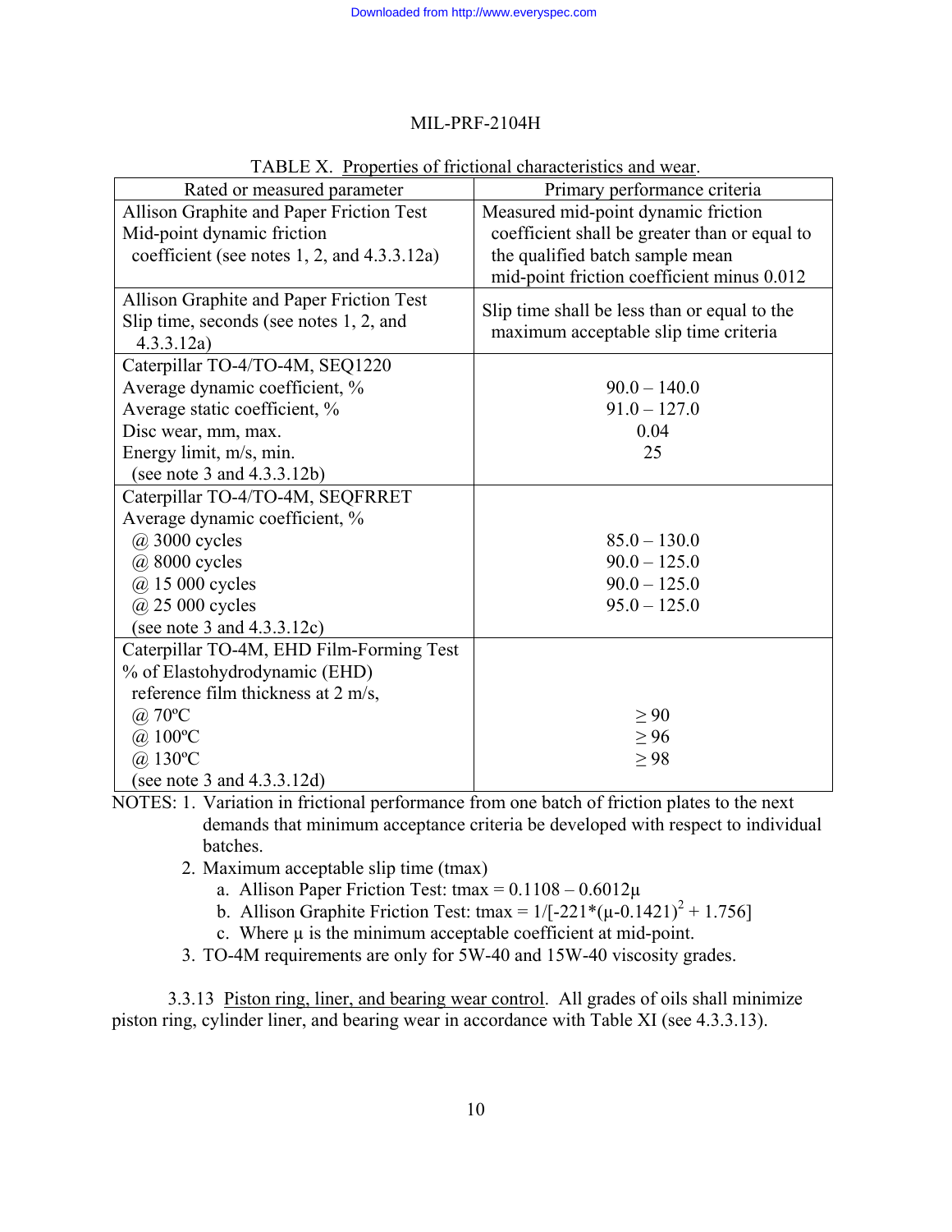TABLE X. Properties of frictional characteristics and wear.

| Rated or measured parameter | Primary performance criteria |
|---|---|
| Allison Graphite and Paper Friction Test<br>Mid-point dynamic friction coefficient (see notes 1, 2, and 4.3.3.12a) | Measured mid-point dynamic friction coefficient shall be greater than or equal to the qualified batch sample mean mid-point friction coefficient minus 0.012 |
| Allison Graphite and Paper Friction Test<br>Slip time, seconds (see notes 1, 2, and 4.3.3.12a) | Slip time shall be less than or equal to the maximum acceptable slip time criteria |
| Caterpillar TO-4/TO-4M, SEQ1220<br>Average dynamic coefficient, %<br>Average static coefficient, %<br>Disc wear, mm, max.<br>Energy limit, m/s, min.<br>(see note 3 and 4.3.3.12b) | <br>90.0 – 140.0<br>91.0 – 127.0<br>0.04<br>25 |
| Caterpillar TO-4/TO-4M, SEQFRRET<br>Average dynamic coefficient, %<br>@ 3000 cycles<br>@ 8000 cycles<br>@ 15 000 cycles<br>@ 25 000 cycles<br>(see note 3 and 4.3.3.12c) | <br><br>85.0 – 130.0<br>90.0 – 125.0<br>90.0 – 125.0<br>95.0 – 125.0 |
| Caterpillar TO-4M, EHD Film-Forming Test<br>% of Elastohydrodynamic (EHD) reference film thickness at 2 m/s,<br>@ 70ºC<br>@ 100ºC<br>@ 130ºC<br>(see note 3 and 4.3.3.12d) | <br><br>≥ 90<br>≥ 96<br>≥ 98 |

NOTES: 1. Variation in frictional performance from one batch of friction plates to the next demands that minimum acceptance criteria be developed with respect to individual batches.

2. Maximum acceptable slip time (tmax)
   a. Allison Paper Friction Test: $t_{max} = 0.1108 - 0.6012\mu$
   b. Allison Graphite Friction Test: $t_{max} = 1/[-221*(\mu-0.1421)^2 + 1.756]$
   c. Where μ is the minimum acceptable coefficient at mid-point.

3. TO-4M requirements are only for 5W-40 and 15W-40 viscosity grades.

3.3.13 Piston ring, liner, and bearing wear control. All grades of oils shall minimize piston ring, cylinder liner, and bearing wear in accordance with Table XI (see 4.3.3.13).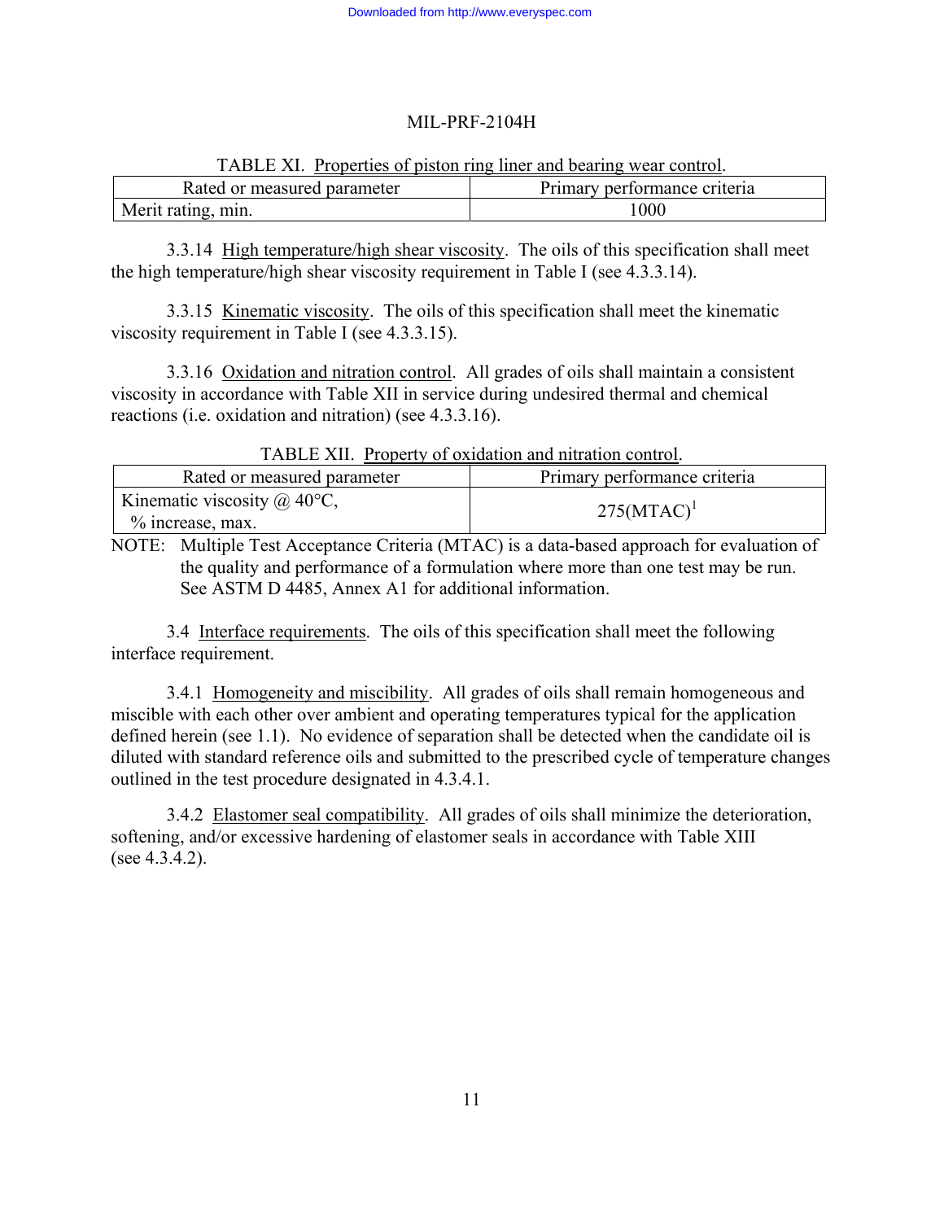TABLE XI. Properties of piston ring liner and bearing wear control.

| Rated or measured parameter | Primary performance criteria |
|---|---|
| Merit rating, min. | 1000 |

3.3.14 High temperature/high shear viscosity. The oils of this specification shall meet the high temperature/high shear viscosity requirement in Table I (see 4.3.3.14).

3.3.15 Kinematic viscosity. The oils of this specification shall meet the kinematic viscosity requirement in Table I (see 4.3.3.15).

3.3.16 Oxidation and nitration control. All grades of oils shall maintain a consistent viscosity in accordance with Table XII in service during undesired thermal and chemical reactions (i.e. oxidation and nitration) (see 4.3.3.16).

TABLE XII. Property of oxidation and nitration control.

| Rated or measured parameter | Primary performance criteria |
|---|---|
| Kinematic viscosity @ 40°C, % increase, max. | 275(MTAC)[1] |

NOTE: Multiple Test Acceptance Criteria (MTAC) is a data-based approach for evaluation of the quality and performance of a formulation where more than one test may be run. See ASTM D 4485, Annex A1 for additional information.

3.4 Interface requirements. The oils of this specification shall meet the following interface requirement.

3.4.1 Homogeneity and miscibility. All grades of oils shall remain homogeneous and miscible with each other over ambient and operating temperatures typical for the application defined herein (see 1.1). No evidence of separation shall be detected when the candidate oil is diluted with standard reference oils and submitted to the prescribed cycle of temperature changes outlined in the test procedure designated in 4.3.4.1.

3.4.2 Elastomer seal compatibility. All grades of oils shall minimize the deterioration, softening, and/or excessive hardening of elastomer seals in accordance with Table XIII (see 4.3.4.2).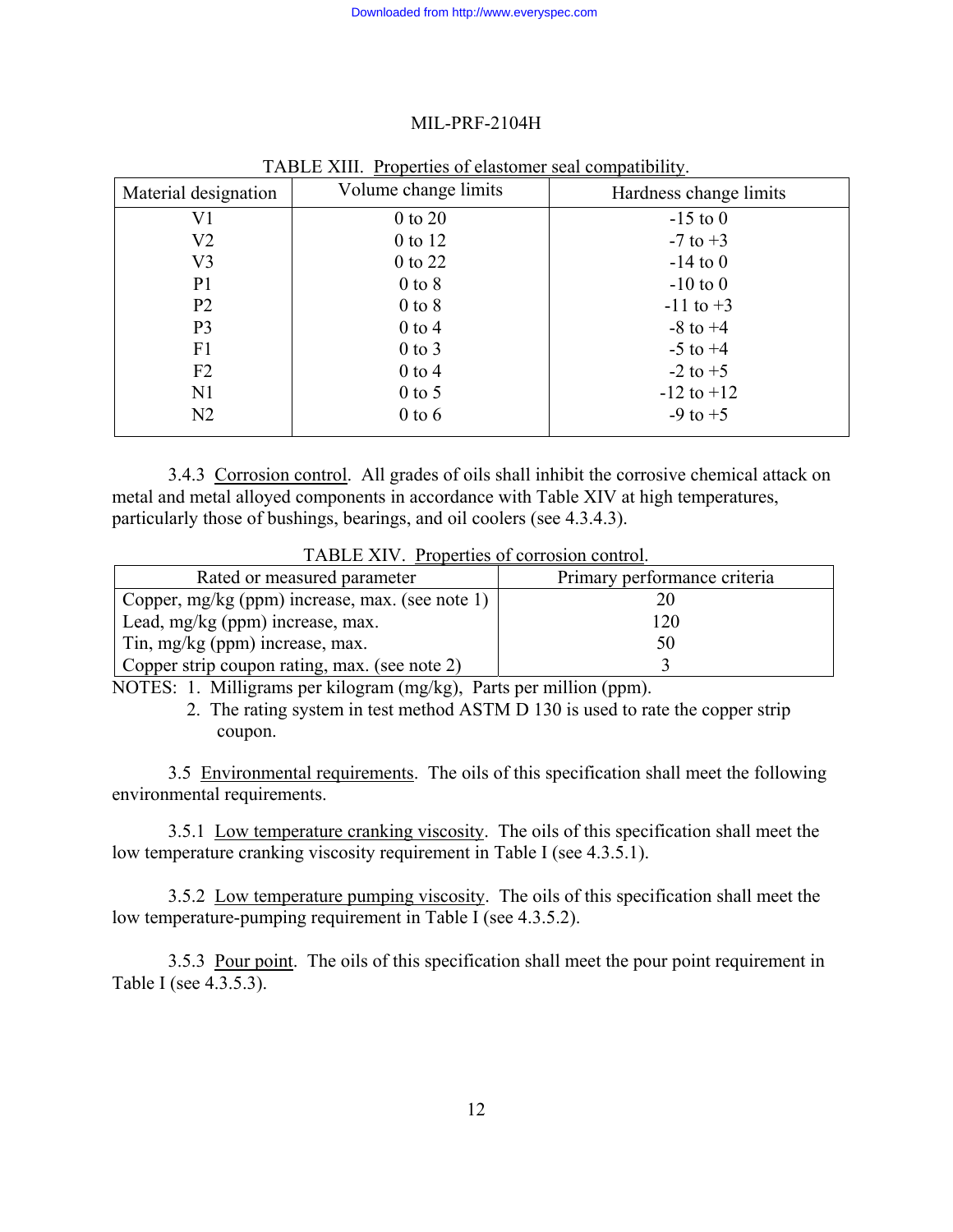TABLE XIII. Properties of elastomer seal compatibility.

| Material designation | Volume change limits | Hardness change limits |
|---|---|---|
| V1 | 0 to 20 | -15 to 0 |
| V2 | 0 to 12 | -7 to +3 |
| V3 | 0 to 22 | -14 to 0 |
| P1 | 0 to 8 | -10 to 0 |
| P2 | 0 to 8 | -11 to +3 |
| P3 | 0 to 4 | -8 to +4 |
| F1 | 0 to 3 | -5 to +4 |
| F2 | 0 to 4 | -2 to +5 |
| N1 | 0 to 5 | -12 to +12 |
| N2 | 0 to 6 | -9 to +5 |

3.4.3 Corrosion control. All grades of oils shall inhibit the corrosive chemical attack on metal and metal alloyed components in accordance with Table XIV at high temperatures, particularly those of bushings, bearings, and oil coolers (see 4.3.4.3).

TABLE XIV. Properties of corrosion control.

| Rated or measured parameter | Primary performance criteria |
|---|---|
| Copper, mg/kg (ppm) increase, max. (see note 1) | 20 |
| Lead, mg/kg (ppm) increase, max. | 120 |
| Tin, mg/kg (ppm) increase, max. | 50 |
| Copper strip coupon rating, max. (see note 2) | 3 |

NOTES: 1. Milligrams per kilogram (mg/kg), Parts per million (ppm).
2. The rating system in test method ASTM D 130 is used to rate the copper strip coupon.

3.5 Environmental requirements. The oils of this specification shall meet the following environmental requirements.

3.5.1 Low temperature cranking viscosity. The oils of this specification shall meet the low temperature cranking viscosity requirement in Table I (see 4.3.5.1).

3.5.2 Low temperature pumping viscosity. The oils of this specification shall meet the low temperature-pumping requirement in Table I (see 4.3.5.2).

3.5.3 Pour point. The oils of this specification shall meet the pour point requirement in Table I (see 4.3.5.3).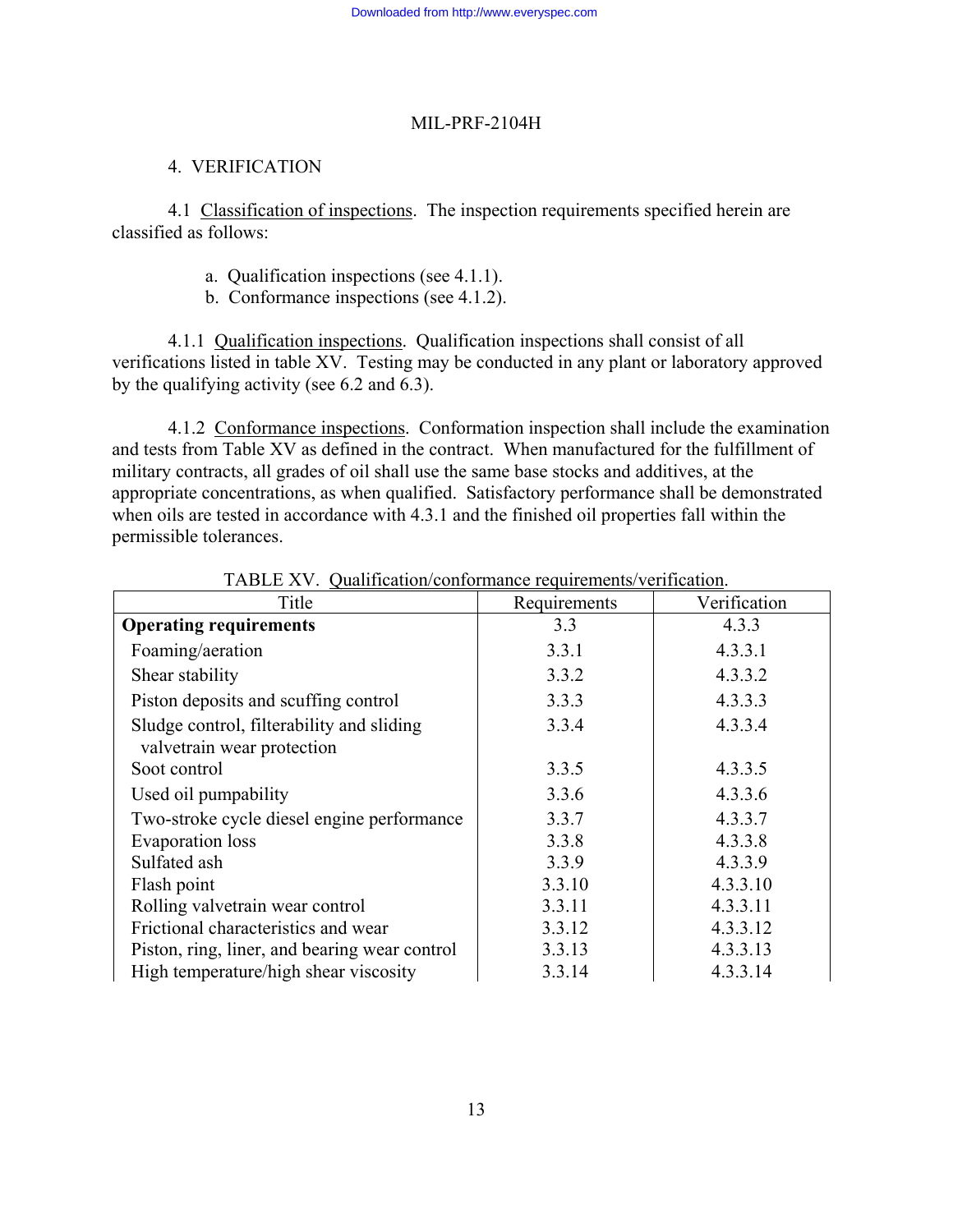## 4. VERIFICATION

4.1 Classification of inspections. The inspection requirements specified herein are classified as follows:

a. Qualification inspections (see 4.1.1).
b. Conformance inspections (see 4.1.2).

4.1.1 Qualification inspections. Qualification inspections shall consist of all verifications listed in table XV. Testing may be conducted in any plant or laboratory approved by the qualifying activity (see 6.2 and 6.3).

4.1.2 Conformance inspections. Conformation inspection shall include the examination and tests from Table XV as defined in the contract. When manufactured for the fulfillment of military contracts, all grades of oil shall use the same base stocks and additives, at the appropriate concentrations, as when qualified. Satisfactory performance shall be demonstrated when oils are tested in accordance with 4.3.1 and the finished oil properties fall within the permissible tolerances.

TABLE XV. Qualification/conformance requirements/verification.

| Title | Requirements | Verification |
|---|---|---|
| **Operating requirements** | 3.3 | 4.3.3 |
| Foaming/aeration | 3.3.1 | 4.3.3.1 |
| Shear stability | 3.3.2 | 4.3.3.2 |
| Piston deposits and scuffing control | 3.3.3 | 4.3.3.3 |
| Sludge control, filterability and sliding valvetrain wear protection | 3.3.4 | 4.3.3.4 |
| Soot control | 3.3.5 | 4.3.3.5 |
| Used oil pumpability | 3.3.6 | 4.3.3.6 |
| Two-stroke cycle diesel engine performance | 3.3.7 | 4.3.3.7 |
| Evaporation loss | 3.3.8 | 4.3.3.8 |
| Sulfated ash | 3.3.9 | 4.3.3.9 |
| Flash point | 3.3.10 | 4.3.3.10 |
| Rolling valvetrain wear control | 3.3.11 | 4.3.3.11 |
| Frictional characteristics and wear | 3.3.12 | 4.3.3.12 |
| Piston, ring, liner, and bearing wear control | 3.3.13 | 4.3.3.13 |
| High temperature/high shear viscosity | 3.3.14 | 4.3.3.14 |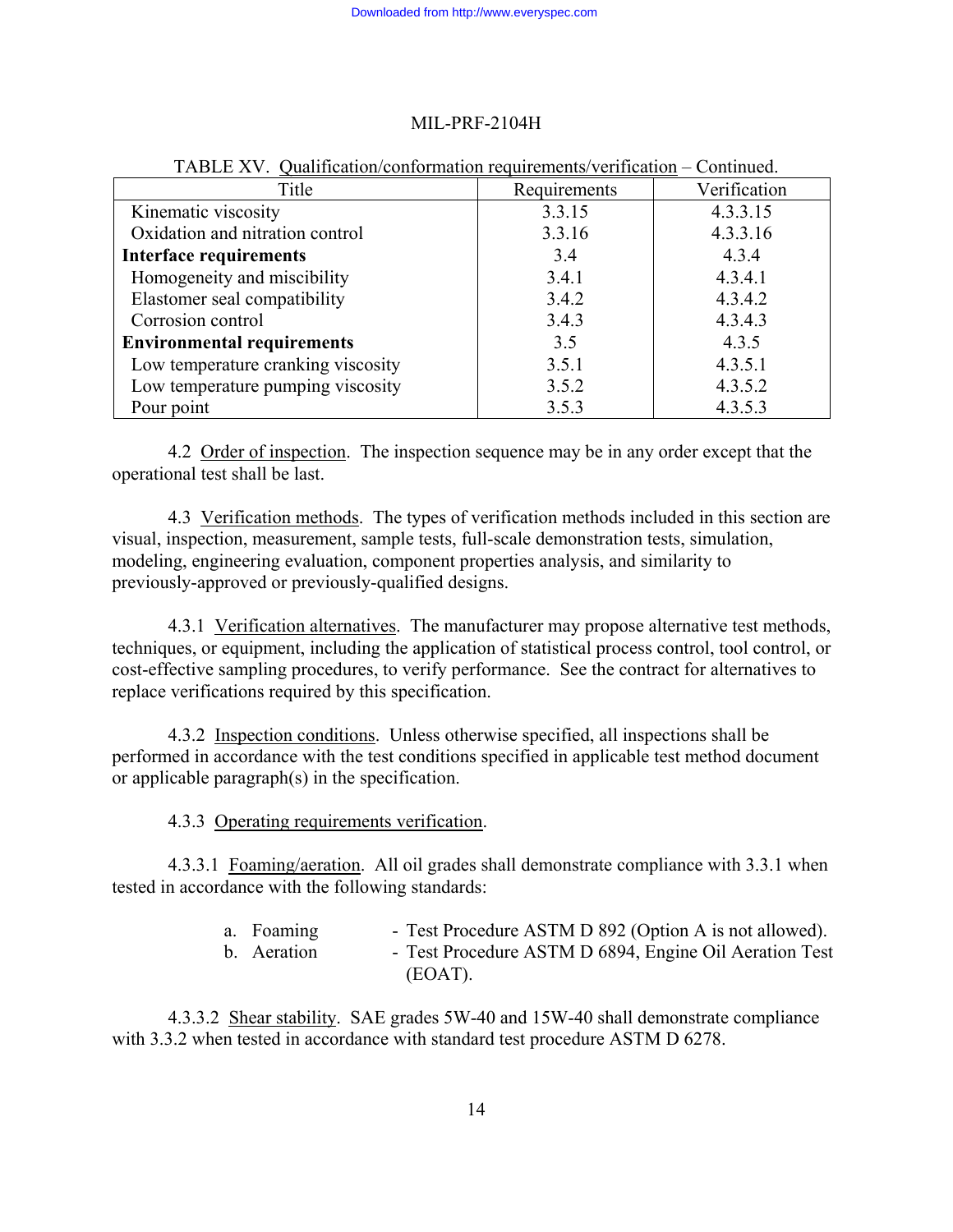TABLE XV. Qualification/conformation requirements/verification – Continued.

| Title | Requirements | Verification |
|---|---|---|
| Kinematic viscosity | 3.3.15 | 4.3.3.15 |
| Oxidation and nitration control | 3.3.16 | 4.3.3.16 |
| **Interface requirements** | 3.4 | 4.3.4 |
| Homogeneity and miscibility | 3.4.1 | 4.3.4.1 |
| Elastomer seal compatibility | 3.4.2 | 4.3.4.2 |
| Corrosion control | 3.4.3 | 4.3.4.3 |
| **Environmental requirements** | 3.5 | 4.3.5 |
| Low temperature cranking viscosity | 3.5.1 | 4.3.5.1 |
| Low temperature pumping viscosity | 3.5.2 | 4.3.5.2 |
| Pour point | 3.5.3 | 4.3.5.3 |

4.2 Order of inspection. The inspection sequence may be in any order except that the operational test shall be last.

4.3 Verification methods. The types of verification methods included in this section are visual, inspection, measurement, sample tests, full-scale demonstration tests, simulation, modeling, engineering evaluation, component properties analysis, and similarity to previously-approved or previously-qualified designs.

4.3.1 Verification alternatives. The manufacturer may propose alternative test methods, techniques, or equipment, including the application of statistical process control, tool control, or cost-effective sampling procedures, to verify performance. See the contract for alternatives to replace verifications required by this specification.

4.3.2 Inspection conditions. Unless otherwise specified, all inspections shall be performed in accordance with the test conditions specified in applicable test method document or applicable paragraph(s) in the specification.

4.3.3 Operating requirements verification.

4.3.3.1 Foaming/aeration. All oil grades shall demonstrate compliance with 3.3.1 when tested in accordance with the following standards:

a. Foaming - Test Procedure ASTM D 892 (Option A is not allowed).
b. Aeration - Test Procedure ASTM D 6894, Engine Oil Aeration Test (EOAT).

4.3.3.2 Shear stability. SAE grades 5W-40 and 15W-40 shall demonstrate compliance with 3.3.2 when tested in accordance with standard test procedure ASTM D 6278.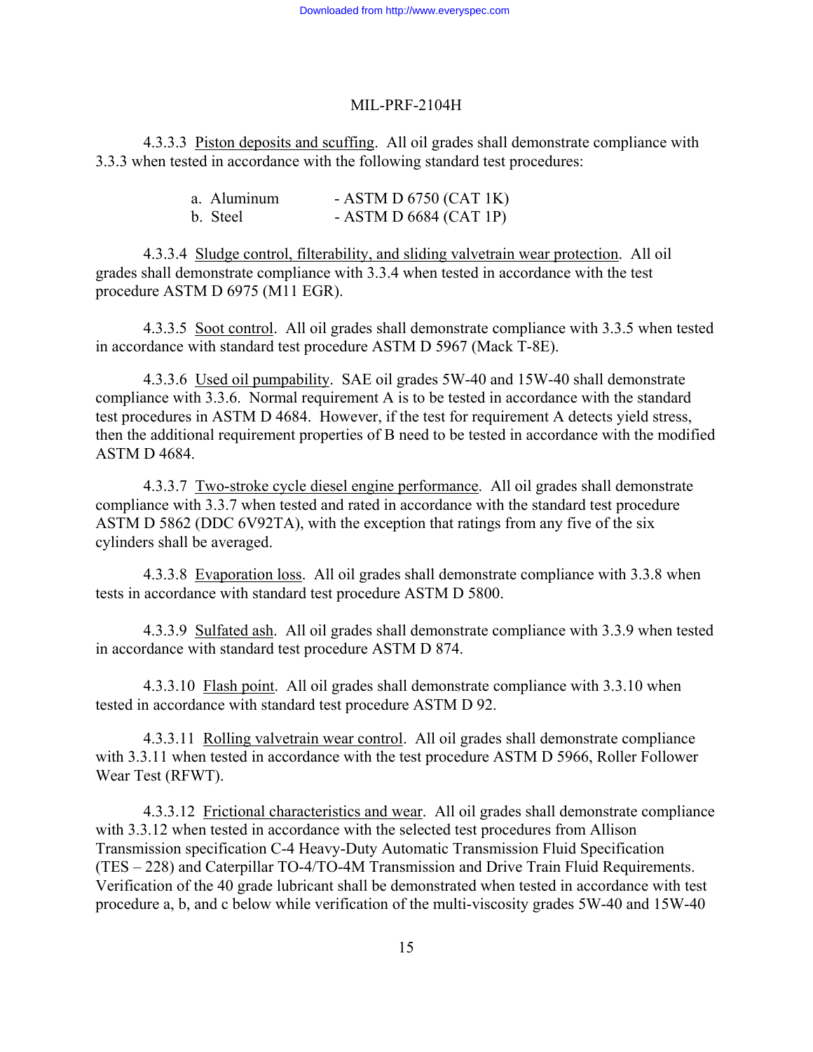4.3.3.3 Piston deposits and scuffing. All oil grades shall demonstrate compliance with 3.3.3 when tested in accordance with the following standard test procedures:

a. Aluminum - ASTM D 6750 (CAT 1K)
b. Steel - ASTM D 6684 (CAT 1P)

4.3.3.4 Sludge control, filterability, and sliding valvetrain wear protection. All oil grades shall demonstrate compliance with 3.3.4 when tested in accordance with the test procedure ASTM D 6975 (M11 EGR).

4.3.3.5 Soot control. All oil grades shall demonstrate compliance with 3.3.5 when tested in accordance with standard test procedure ASTM D 5967 (Mack T-8E).

4.3.3.6 Used oil pumpability. SAE oil grades 5W-40 and 15W-40 shall demonstrate compliance with 3.3.6. Normal requirement A is to be tested in accordance with the standard test procedures in ASTM D 4684. However, if the test for requirement A detects yield stress, then the additional requirement properties of B need to be tested in accordance with the modified ASTM D 4684.

4.3.3.7 Two-stroke cycle diesel engine performance. All oil grades shall demonstrate compliance with 3.3.7 when tested and rated in accordance with the standard test procedure ASTM D 5862 (DDC 6V92TA), with the exception that ratings from any five of the six cylinders shall be averaged.

4.3.3.8 Evaporation loss. All oil grades shall demonstrate compliance with 3.3.8 when tests in accordance with standard test procedure ASTM D 5800.

4.3.3.9 Sulfated ash. All oil grades shall demonstrate compliance with 3.3.9 when tested in accordance with standard test procedure ASTM D 874.

4.3.3.10 Flash point. All oil grades shall demonstrate compliance with 3.3.10 when tested in accordance with standard test procedure ASTM D 92.

4.3.3.11 Rolling valvetrain wear control. All oil grades shall demonstrate compliance with 3.3.11 when tested in accordance with the test procedure ASTM D 5966, Roller Follower Wear Test (RFWT).

4.3.3.12 Frictional characteristics and wear. All oil grades shall demonstrate compliance with 3.3.12 when tested in accordance with the selected test procedures from Allison Transmission specification C-4 Heavy-Duty Automatic Transmission Fluid Specification (TES – 228) and Caterpillar TO-4/TO-4M Transmission and Drive Train Fluid Requirements. Verification of the 40 grade lubricant shall be demonstrated when tested in accordance with test procedure a, b, and c below while verification of the multi-viscosity grades 5W-40 and 15W-40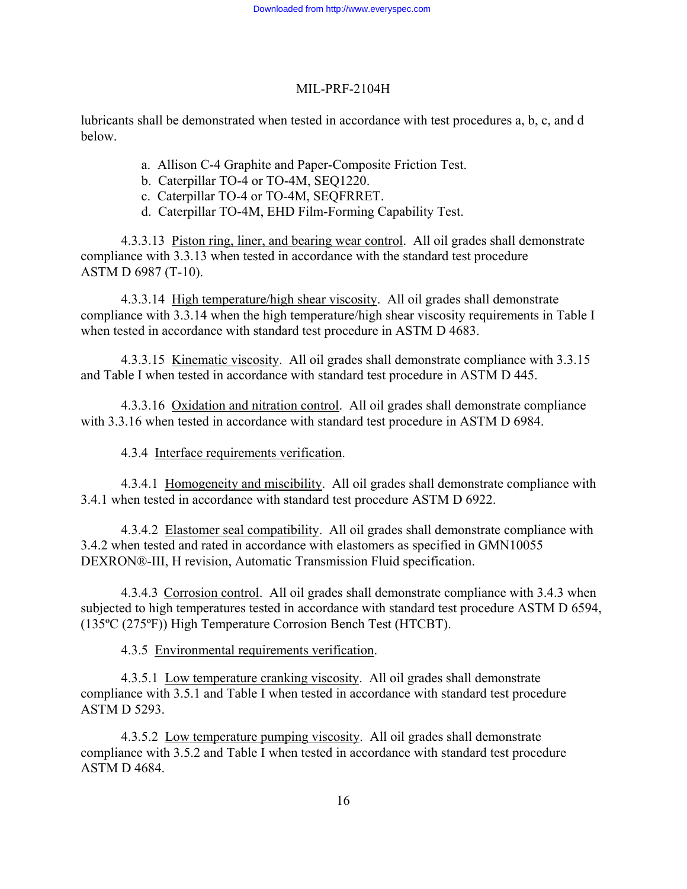lubricants shall be demonstrated when tested in accordance with test procedures a, b, c, and d below.

a. Allison C-4 Graphite and Paper-Composite Friction Test.
b. Caterpillar TO-4 or TO-4M, SEQ1220.
c. Caterpillar TO-4 or TO-4M, SEQFRRET.
d. Caterpillar TO-4M, EHD Film-Forming Capability Test.

4.3.3.13 Piston ring, liner, and bearing wear control. All oil grades shall demonstrate compliance with 3.3.13 when tested in accordance with the standard test procedure ASTM D 6987 (T-10).

4.3.3.14 High temperature/high shear viscosity. All oil grades shall demonstrate compliance with 3.3.14 when the high temperature/high shear viscosity requirements in Table I when tested in accordance with standard test procedure in ASTM D 4683.

4.3.3.15 Kinematic viscosity. All oil grades shall demonstrate compliance with 3.3.15 and Table I when tested in accordance with standard test procedure in ASTM D 445.

4.3.3.16 Oxidation and nitration control. All oil grades shall demonstrate compliance with 3.3.16 when tested in accordance with standard test procedure in ASTM D 6984.

4.3.4 Interface requirements verification.

4.3.4.1 Homogeneity and miscibility. All oil grades shall demonstrate compliance with 3.4.1 when tested in accordance with standard test procedure ASTM D 6922.

4.3.4.2 Elastomer seal compatibility. All oil grades shall demonstrate compliance with 3.4.2 when tested and rated in accordance with elastomers as specified in GMN10055 DEXRON®-III, H revision, Automatic Transmission Fluid specification.

4.3.4.3 Corrosion control. All oil grades shall demonstrate compliance with 3.4.3 when subjected to high temperatures tested in accordance with standard test procedure ASTM D 6594, (135ºC (275ºF)) High Temperature Corrosion Bench Test (HTCBT).

4.3.5 Environmental requirements verification.

4.3.5.1 Low temperature cranking viscosity. All oil grades shall demonstrate compliance with 3.5.1 and Table I when tested in accordance with standard test procedure ASTM D 5293.

4.3.5.2 Low temperature pumping viscosity. All oil grades shall demonstrate compliance with 3.5.2 and Table I when tested in accordance with standard test procedure ASTM D 4684.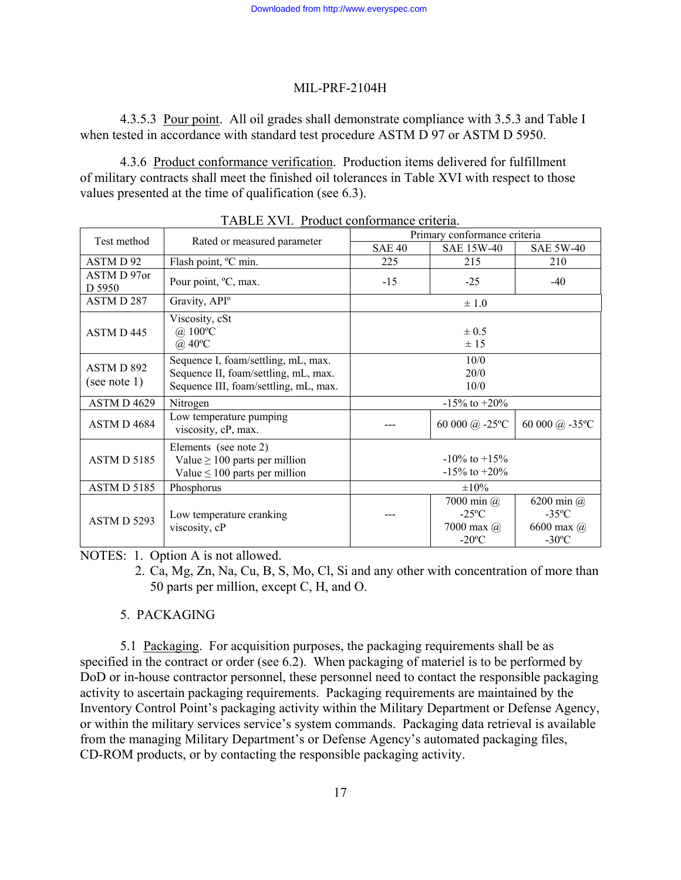4.3.5.3 Pour point. All oil grades shall demonstrate compliance with 3.5.3 and Table I when tested in accordance with standard test procedure ASTM D 97 or ASTM D 5950.

4.3.6 Product conformance verification. Production items delivered for fulfillment of military contracts shall meet the finished oil tolerances in Table XVI with respect to those values presented at the time of qualification (see 6.3).

TABLE XVI. Product conformance criteria.

| Test method | Rated or measured parameter | Primary conformance criteria | | |
|---|---|---|---|---|
| | | SAE 40 | SAE 15W-40 | SAE 5W-40 |
| ASTM D 92 | Flash point, ºC min. | 225 | 215 | 210 |
| ASTM D 97or D 5950 | Pour point, ºC, max. | -15 | -25 | -40 |
| ASTM D 287 | Gravity, APIº | ± 1.0 | | |
| ASTM D 445 | Viscosity, cSt<br>@ 100ºC<br>@ 40ºC | <br>± 0.5<br>± 15 | | |
| ASTM D 892 (see note 1) | Sequence I, foam/settling, mL, max.<br>Sequence II, foam/settling, mL, max.<br>Sequence III, foam/settling, mL, max. | 10/0<br>20/0<br>10/0 | | |
| ASTM D 4629 | Nitrogen | -15% to +20% | | |
| ASTM D 4684 | Low temperature pumping viscosity, cP, max. | --- | 60 000 @ -25ºC | 60 000 @ -35ºC |
| ASTM D 5185 | Elements (see note 2)<br>Value ≥ 100 parts per million<br>Value ≤ 100 parts per million | <br>-10% to +15%<br>-15% to +20% | | |
| ASTM D 5185 | Phosphorus | ±10% | | |
| ASTM D 5293 | Low temperature cranking viscosity, cP | --- | 7000 min @ -25ºC<br>7000 max @ -20ºC | 6200 min @ -35ºC<br>6600 max @ -30ºC |

NOTES: 1. Option A is not allowed.

2. Ca, Mg, Zn, Na, Cu, B, S, Mo, Cl, Si and any other with concentration of more than 50 parts per million, except C, H, and O.

## 5. PACKAGING

5.1 Packaging. For acquisition purposes, the packaging requirements shall be as specified in the contract or order (see 6.2). When packaging of materiel is to be performed by DoD or in-house contractor personnel, these personnel need to contact the responsible packaging activity to ascertain packaging requirements. Packaging requirements are maintained by the Inventory Control Point's packaging activity within the Military Department or Defense Agency, or within the military services service's system commands. Packaging data retrieval is available from the managing Military Department's or Defense Agency's automated packaging files, CD-ROM products, or by contacting the responsible packaging activity.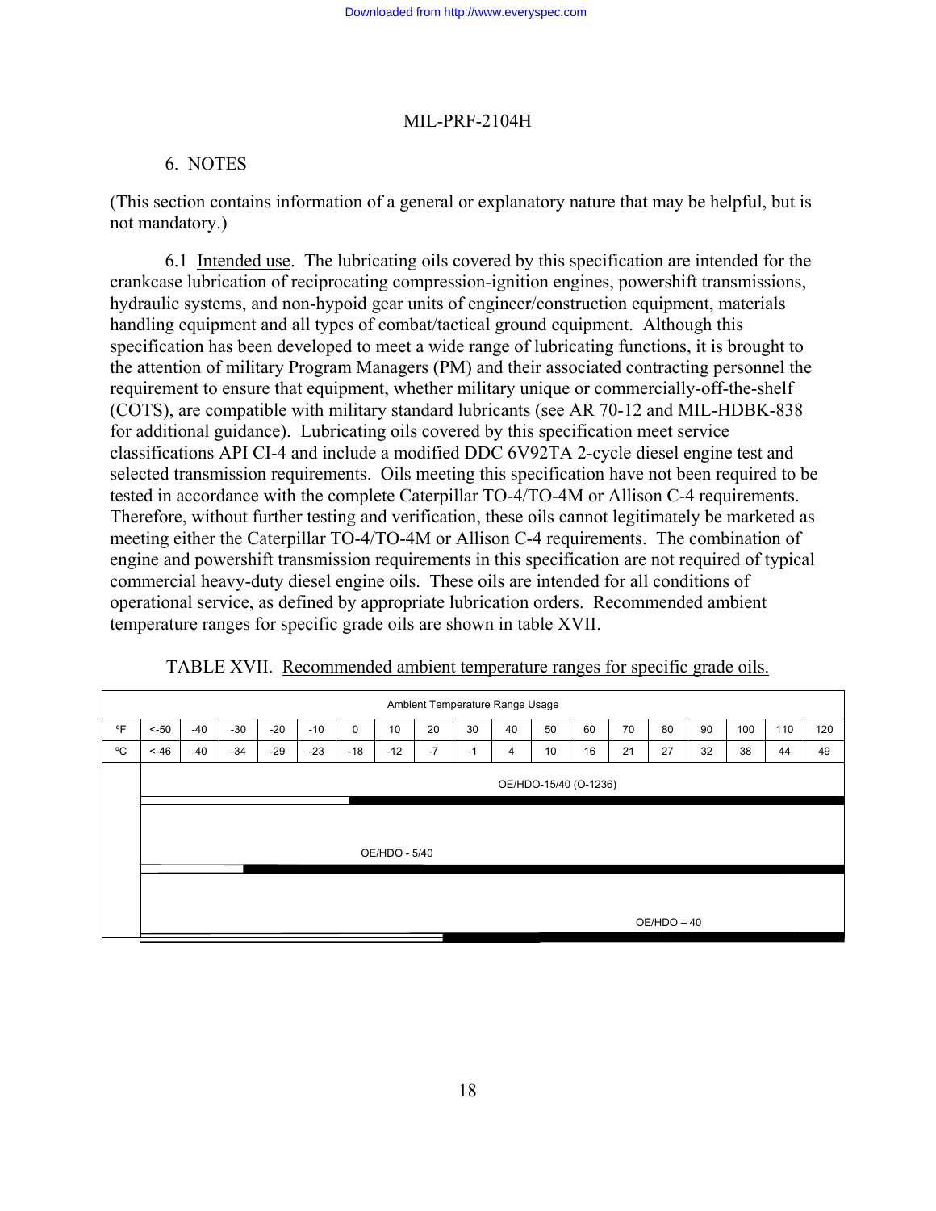## 6. NOTES

(This section contains information of a general or explanatory nature that may be helpful, but is not mandatory.)

6.1 Intended use. The lubricating oils covered by this specification are intended for the crankcase lubrication of reciprocating compression-ignition engines, powershift transmissions, hydraulic systems, and non-hypoid gear units of engineer/construction equipment, materials handling equipment and all types of combat/tactical ground equipment. Although this specification has been developed to meet a wide range of lubricating functions, it is brought to the attention of military Program Managers (PM) and their associated contracting personnel the requirement to ensure that equipment, whether military unique or commercially-off-the-shelf (COTS), are compatible with military standard lubricants (see AR 70-12 and MIL-HDBK-838 for additional guidance). Lubricating oils covered by this specification meet service classifications API CI-4 and include a modified DDC 6V92TA 2-cycle diesel engine test and selected transmission requirements. Oils meeting this specification have not been required to be tested in accordance with the complete Caterpillar TO-4/TO-4M or Allison C-4 requirements. Therefore, without further testing and verification, these oils cannot legitimately be marketed as meeting either the Caterpillar TO-4/TO-4M or Allison C-4 requirements. The combination of engine and powershift transmission requirements in this specification are not required of typical commercial heavy-duty diesel engine oils. These oils are intended for all conditions of operational service, as defined by appropriate lubrication orders. Recommended ambient temperature ranges for specific grade oils are shown in table XVII.

TABLE XVII. Recommended ambient temperature ranges for specific grade oils.

| Ambient Temperature Range Usage | | | | | | | | | | | | | | | | | | |
|---|---|---|---|---|---|---|---|---|---|---|---|---|---|---|---|---|---|---|
| ºF | <-50 | -40 | -30 | -20 | -10 | 0 | 10 | 20 | 30 | 40 | 50 | 60 | 70 | 80 | 90 | 100 | 110 | 120 |
| ºC | <-46 | -40 | -34 | -29 | -23 | -18 | -12 | -7 | -1 | 4 | 10 | 16 | 21 | 27 | 32 | 38 | 44 | 49 |
| OE/HDO-15/40 (O-1236) | | | | | | ■ | ■ | ■ | ■ | ■ | ■ | ■ | ■ | ■ | ■ | ■ | ■ | ■ |
| OE/HDO - 5/40 | | | | ■ | ■ | ■ | ■ | ■ | ■ | ■ | ■ | ■ | ■ | ■ | ■ | ■ | ■ | ■ |
| OE/HDO – 40 | | | | | | | | | ■ | ■ | ■ | ■ | ■ | ■ | ■ | ■ | ■ | ■ |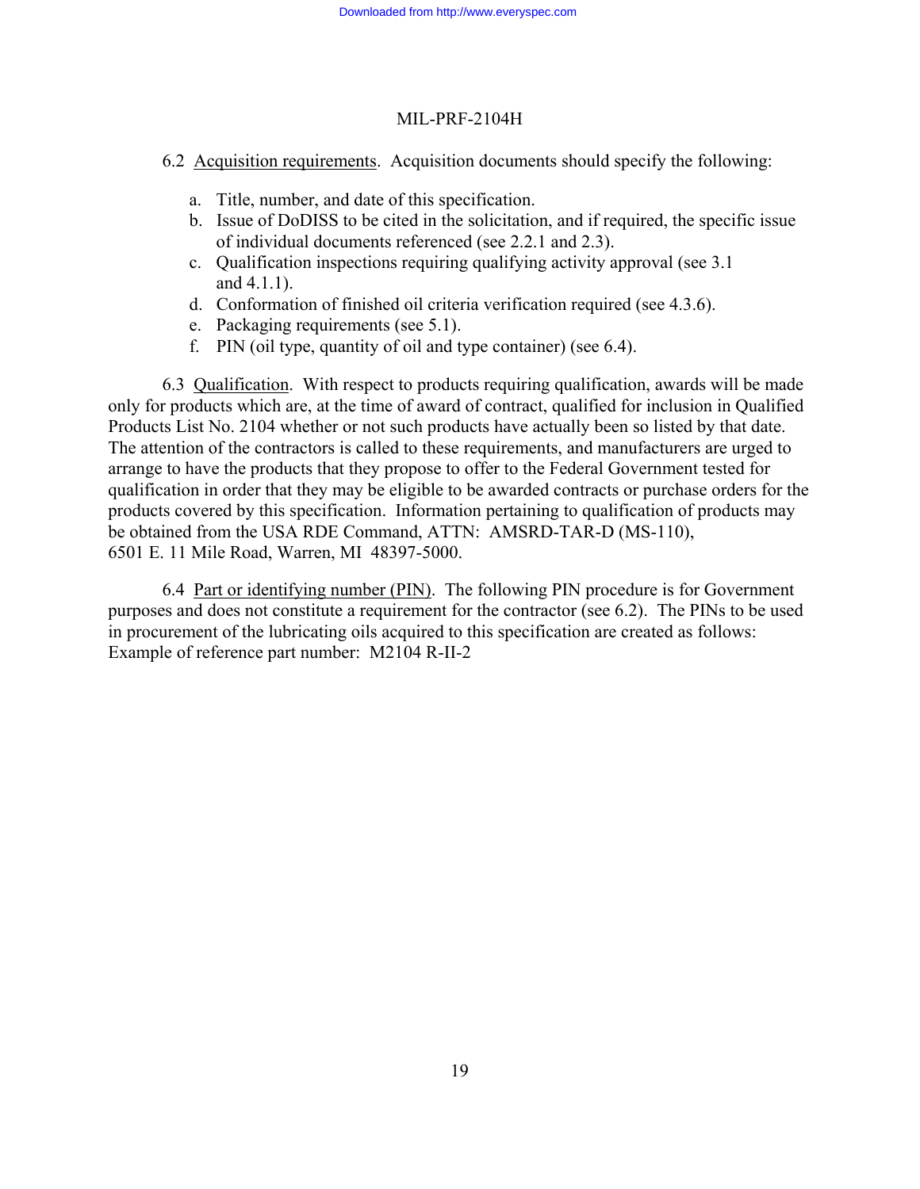6.2 Acquisition requirements. Acquisition documents should specify the following:

a. Title, number, and date of this specification.
b. Issue of DoDISS to be cited in the solicitation, and if required, the specific issue of individual documents referenced (see 2.2.1 and 2.3).
c. Qualification inspections requiring qualifying activity approval (see 3.1 and 4.1.1).
d. Conformation of finished oil criteria verification required (see 4.3.6).
e. Packaging requirements (see 5.1).
f. PIN (oil type, quantity of oil and type container) (see 6.4).

6.3 Qualification. With respect to products requiring qualification, awards will be made only for products which are, at the time of award of contract, qualified for inclusion in Qualified Products List No. 2104 whether or not such products have actually been so listed by that date. The attention of the contractors is called to these requirements, and manufacturers are urged to arrange to have the products that they propose to offer to the Federal Government tested for qualification in order that they may be eligible to be awarded contracts or purchase orders for the products covered by this specification. Information pertaining to qualification of products may be obtained from the USA RDE Command, ATTN: AMSRD-TAR-D (MS-110), 6501 E. 11 Mile Road, Warren, MI 48397-5000.

6.4 Part or identifying number (PIN). The following PIN procedure is for Government purposes and does not constitute a requirement for the contractor (see 6.2). The PINs to be used in procurement of the lubricating oils acquired to this specification are created as follows: Example of reference part number: M2104 R-II-2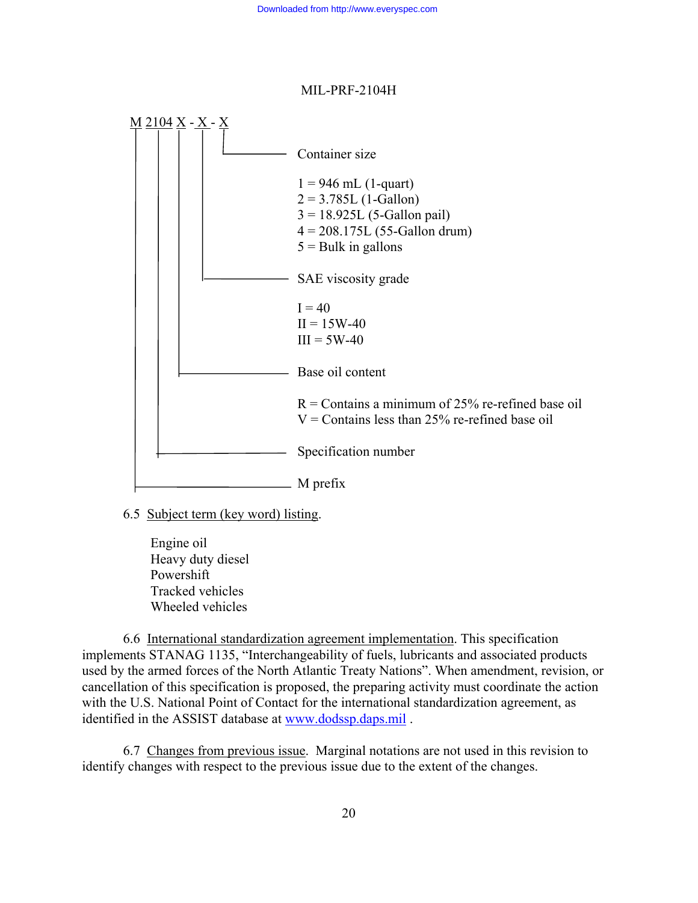M 2104 X - X - X

- Container size
  - 1 = 946 mL (1-quart)
  - 2 = 3.785L (1-Gallon)
  - 3 = 18.925L (5-Gallon pail)
  - 4 = 208.175L (55-Gallon drum)
  - 5 = Bulk in gallons
- SAE viscosity grade
  - I = 40
  - II = 15W-40
  - III = 5W-40
- Base oil content
  - R = Contains a minimum of 25% re-refined base oil
  - V = Contains less than 25% re-refined base oil
- Specification number
- M prefix

6.5 Subject term (key word) listing.

Engine oil
Heavy duty diesel
Powershift
Tracked vehicles
Wheeled vehicles

6.6 International standardization agreement implementation. This specification implements STANAG 1135, "Interchangeability of fuels, lubricants and associated products used by the armed forces of the North Atlantic Treaty Nations". When amendment, revision, or cancellation of this specification is proposed, the preparing activity must coordinate the action with the U.S. National Point of Contact for the international standardization agreement, as identified in the ASSIST database at www.dodssp.daps.mil .

6.7 Changes from previous issue. Marginal notations are not used in this revision to identify changes with respect to the previous issue due to the extent of the changes.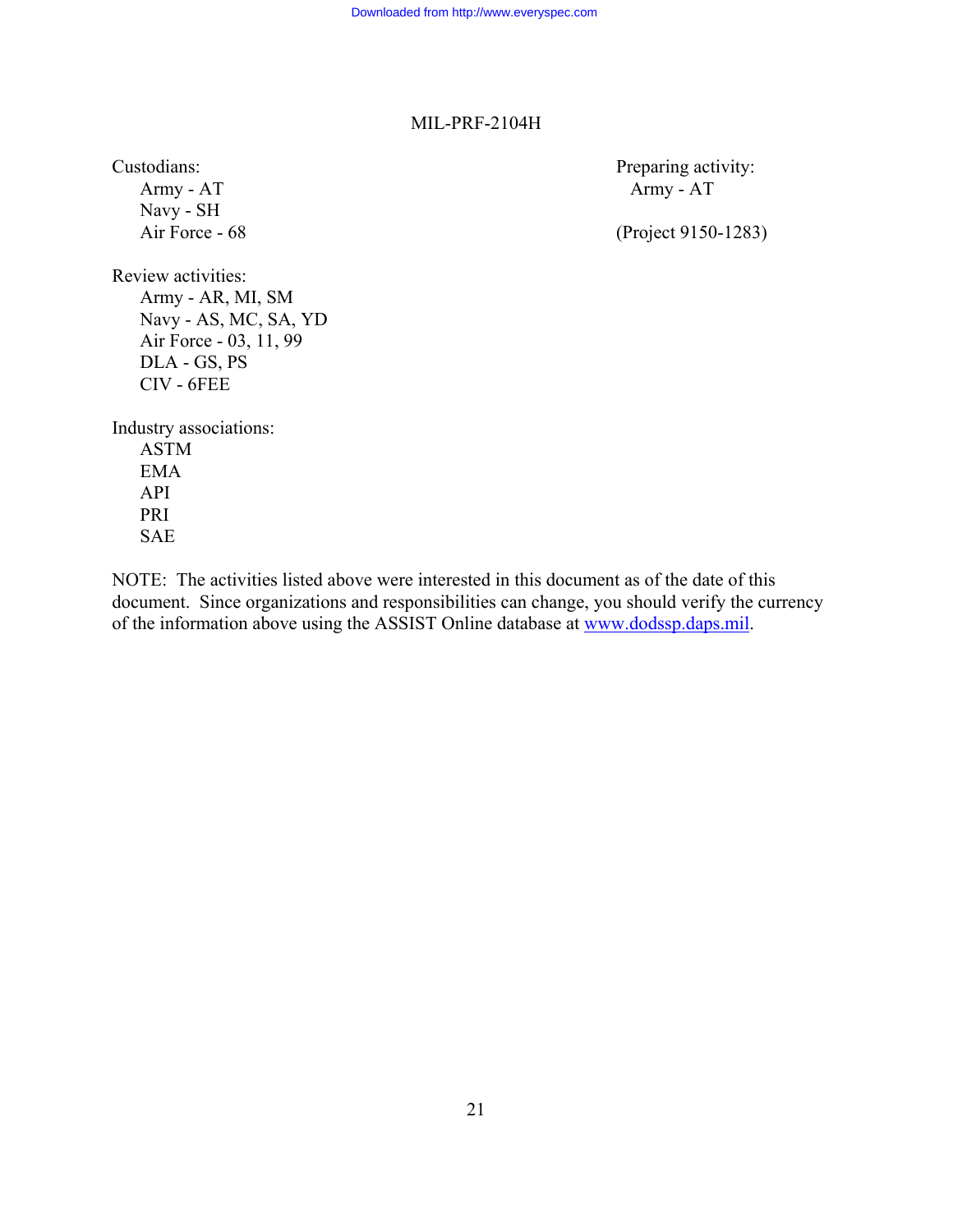Custodians:
Army - AT
Navy - SH
Air Force - 68

Preparing activity:
Army - AT

(Project 9150-1283)

Review activities:
Army - AR, MI, SM
Navy - AS, MC, SA, YD
Air Force - 03, 11, 99
DLA - GS, PS
CIV - 6FEE

Industry associations:
ASTM
EMA
API
PRI
SAE

NOTE: The activities listed above were interested in this document as of the date of this document. Since organizations and responsibilities can change, you should verify the currency of the information above using the ASSIST Online database at www.dodssp.daps.mil.